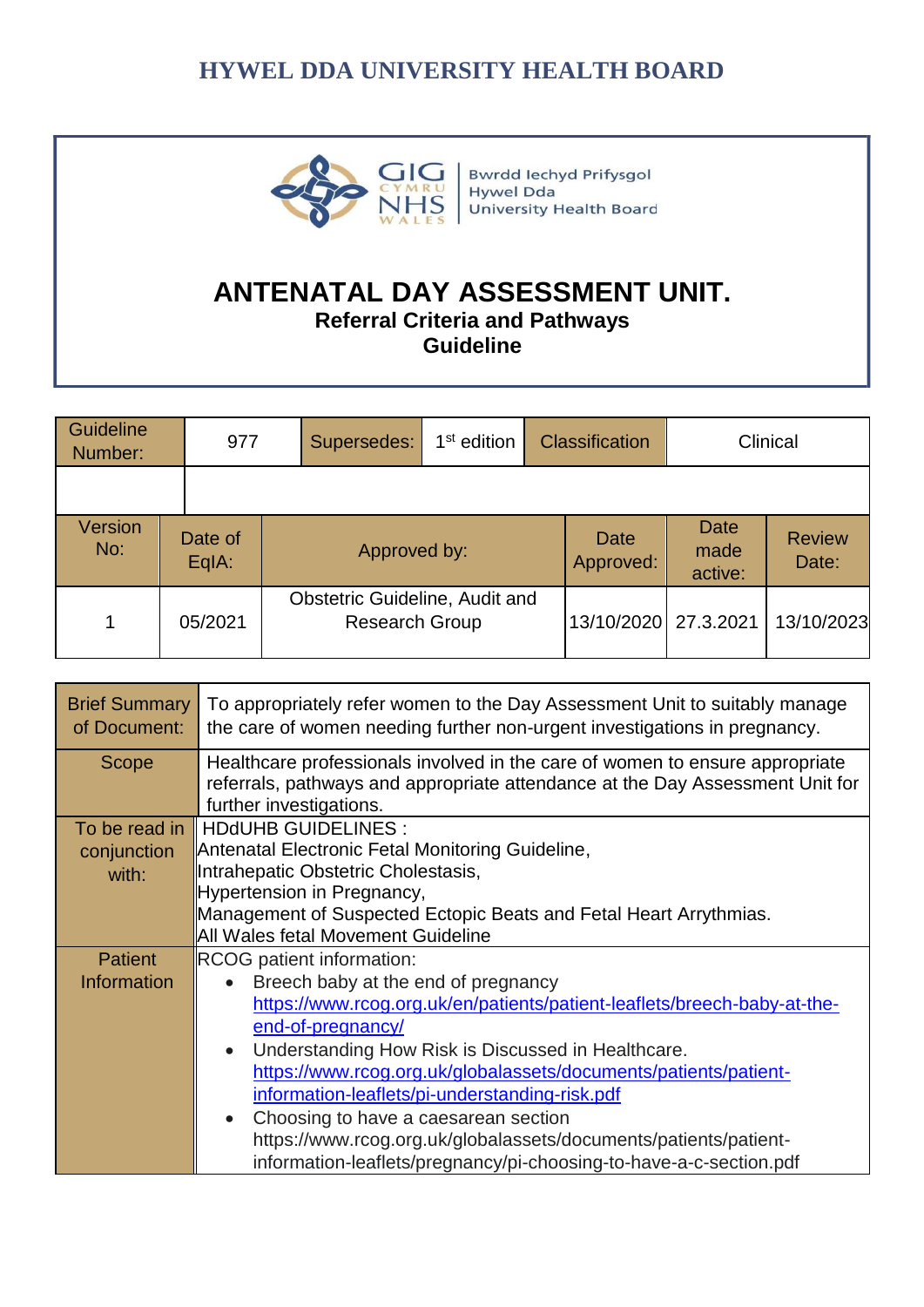# HYWEL DDA UNIVERSITY HEALTH BOARD

Bwrdd Iechyd Prifysgol Hywel Dda University Health Board

# ANTENATAL DAY ASSESSMENT UNIT.
## Referral Criteria and Pathways
## Guideline

| Guideline Number: | 977 | Supersedes: | 1st edition | Classification | Clinical |
|---|---|---|---|---|---|
| | | | | | |

| Version No: | Date of EqIA: | Approved by: | Date Approved: | Date made active: | Review Date: |
|---|---|---|---|---|---|
| 1 | 05/2021 | Obstetric Guideline, Audit and Research Group | 13/10/2020 | 27.3.2021 | 13/10/2023 |

| | |
|---|---|
| Brief Summary of Document: | To appropriately refer women to the Day Assessment Unit to suitably manage the care of women needing further non-urgent investigations in pregnancy. |
| Scope | Healthcare professionals involved in the care of women to ensure appropriate referrals, pathways and appropriate attendance at the Day Assessment Unit for further investigations. |
| To be read in conjunction with: | HDdUHB GUIDELINES :<br>Antenatal Electronic Fetal Monitoring Guideline,<br>Intrahepatic Obstetric Cholestasis,<br>Hypertension in Pregnancy,<br>Management of Suspected Ectopic Beats and Fetal Heart Arrythmias.<br>All Wales fetal Movement Guideline |
| Patient Information | RCOG patient information:<br>• Breech baby at the end of pregnancy https://www.rcog.org.uk/en/patients/patient-leaflets/breech-baby-at-the-end-of-pregnancy/<br>• Understanding How Risk is Discussed in Healthcare. https://www.rcog.org.uk/globalassets/documents/patients/patient-information-leaflets/pi-understanding-risk.pdf<br>• Choosing to have a caesarean section https://www.rcog.org.uk/globalassets/documents/patients/patient-information-leaflets/pregnancy/pi-choosing-to-have-a-c-section.pdf |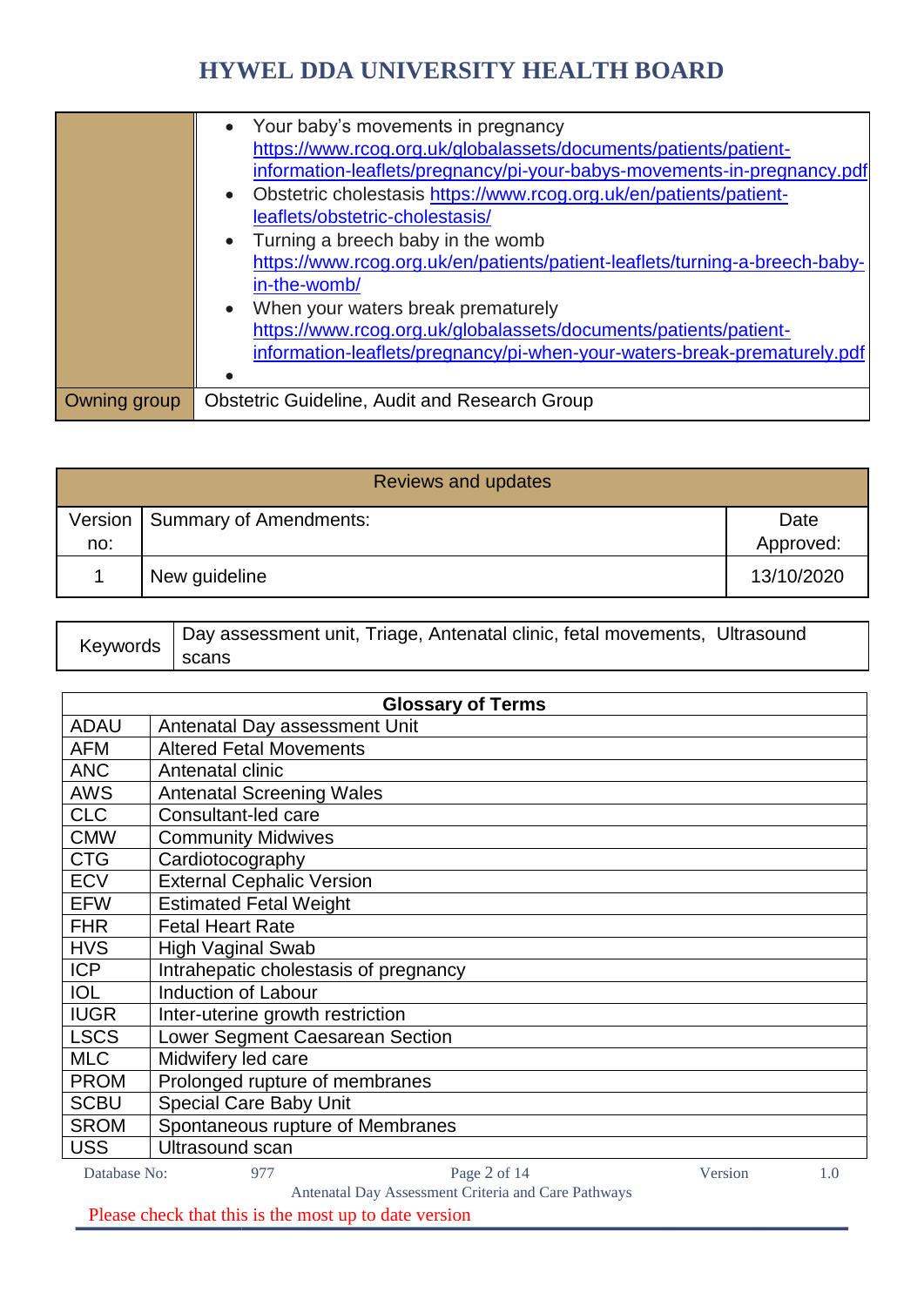| | |
|---|---|
| | • Your baby's movements in pregnancy https://www.rcog.org.uk/globalassets/documents/patients/patient-information-leaflets/pregnancy/pi-your-babys-movements-in-pregnancy.pdf<br>• Obstetric cholestasis https://www.rcog.org.uk/en/patients/patient-leaflets/obstetric-cholestasis/<br>• Turning a breech baby in the womb https://www.rcog.org.uk/en/patients/patient-leaflets/turning-a-breech-baby-in-the-womb/<br>• When your waters break prematurely https://www.rcog.org.uk/globalassets/documents/patients/patient-information-leaflets/pregnancy/pi-when-your-waters-break-prematurely.pdf<br>• |
| Owning group | Obstetric Guideline, Audit and Research Group |

| Reviews and updates | | |
|---|---|---|
| Version no: | Summary of Amendments: | Date Approved: |
| 1 | New guideline | 13/10/2020 |

| | |
|---|---|
| Keywords | Day assessment unit, Triage, Antenatal clinic, fetal movements, Ultrasound scans |

| Glossary of Terms | |
|---|---|
| ADAU | Antenatal Day assessment Unit |
| AFM | Altered Fetal Movements |
| ANC | Antenatal clinic |
| AWS | Antenatal Screening Wales |
| CLC | Consultant-led care |
| CMW | Community Midwives |
| CTG | Cardiotocography |
| ECV | External Cephalic Version |
| EFW | Estimated Fetal Weight |
| FHR | Fetal Heart Rate |
| HVS | High Vaginal Swab |
| ICP | Intrahepatic cholestasis of pregnancy |
| IOL | Induction of Labour |
| IUGR | Inter-uterine growth restriction |
| LSCS | Lower Segment Caesarean Section |
| MLC | Midwifery led care |
| PROM | Prolonged rupture of membranes |
| SCBU | Special Care Baby Unit |
| SROM | Spontaneous rupture of Membranes |
| USS | Ultrasound scan |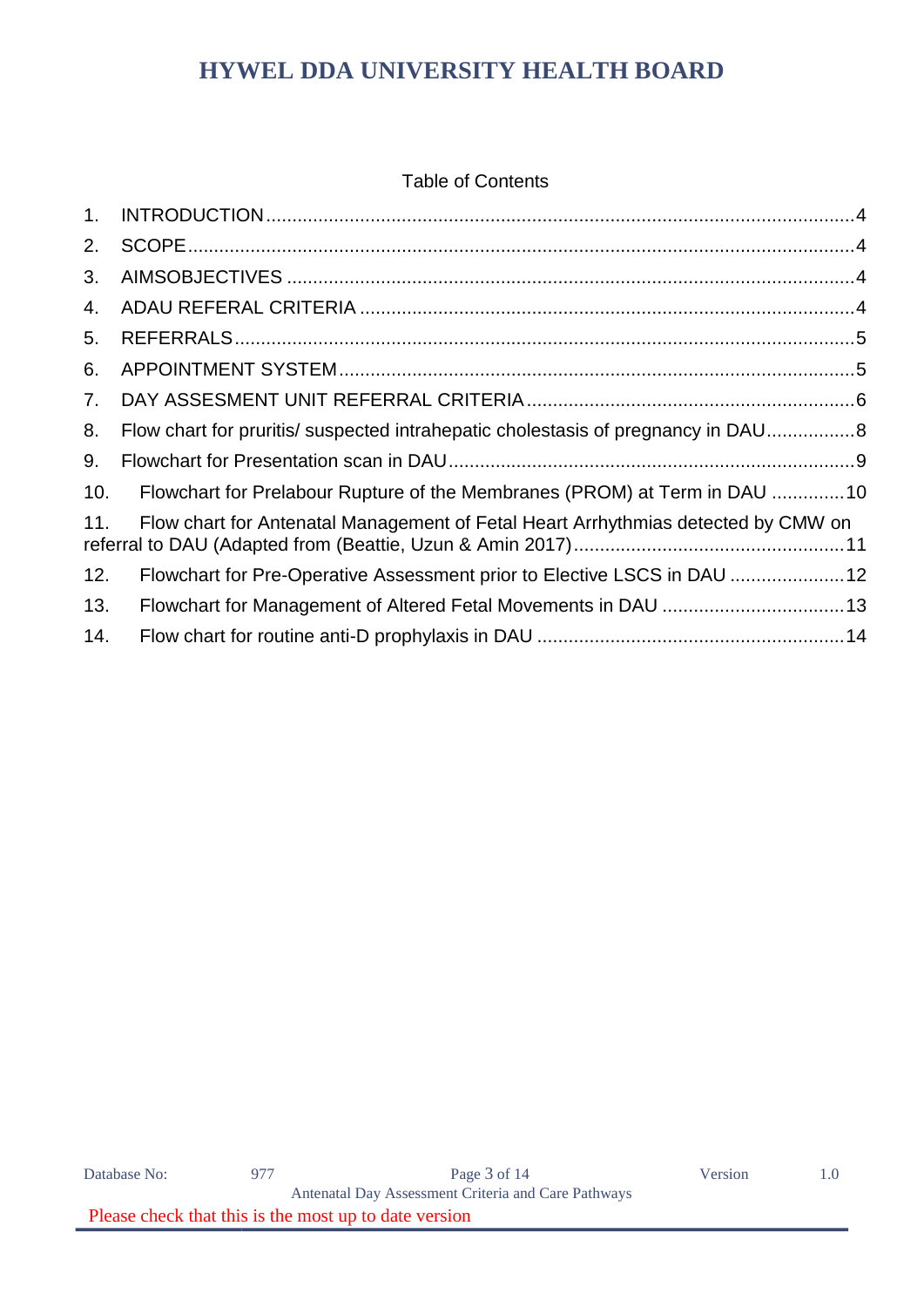Table of Contents

1. INTRODUCTION ..... 4
2. SCOPE ..... 4
3. AIMSOBJECTIVES ..... 4
4. ADAU REFERAL CRITERIA ..... 4
5. REFERRALS ..... 5
6. APPOINTMENT SYSTEM ..... 5
7. DAY ASSESMENT UNIT REFERRAL CRITERIA ..... 6
8. Flow chart for pruritis/ suspected intrahepatic cholestasis of pregnancy in DAU ..... 8
9. Flowchart for Presentation scan in DAU ..... 9
10. Flowchart for Prelabour Rupture of the Membranes (PROM) at Term in DAU ..... 10
11. Flow chart for Antenatal Management of Fetal Heart Arrhythmias detected by CMW on referral to DAU (Adapted from (Beattie, Uzun & Amin 2017) ..... 11
12. Flowchart for Pre-Operative Assessment prior to Elective LSCS in DAU ..... 12
13. Flowchart for Management of Altered Fetal Movements in DAU ..... 13
14. Flow chart for routine anti-D prophylaxis in DAU ..... 14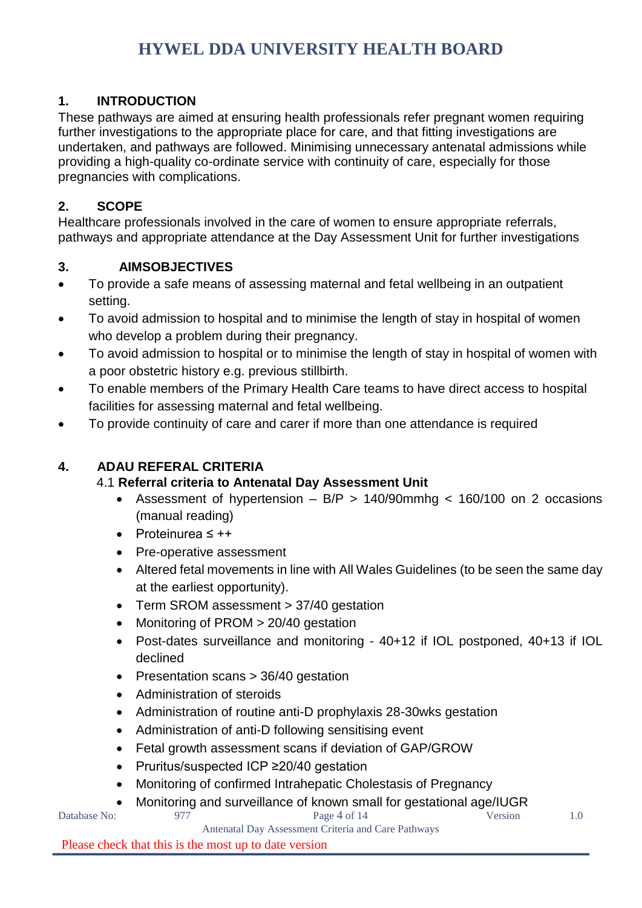## 1. INTRODUCTION

These pathways are aimed at ensuring health professionals refer pregnant women requiring further investigations to the appropriate place for care, and that fitting investigations are undertaken, and pathways are followed. Minimising unnecessary antenatal admissions while providing a high-quality co-ordinate service with continuity of care, especially for those pregnancies with complications.

## 2. SCOPE

Healthcare professionals involved in the care of women to ensure appropriate referrals, pathways and appropriate attendance at the Day Assessment Unit for further investigations

## 3. AIMSOBJECTIVES

- To provide a safe means of assessing maternal and fetal wellbeing in an outpatient setting.
- To avoid admission to hospital and to minimise the length of stay in hospital of women who develop a problem during their pregnancy.
- To avoid admission to hospital or to minimise the length of stay in hospital of women with a poor obstetric history e.g. previous stillbirth.
- To enable members of the Primary Health Care teams to have direct access to hospital facilities for assessing maternal and fetal wellbeing.
- To provide continuity of care and carer if more than one attendance is required

## 4. ADAU REFERAL CRITERIA

### 4.1 Referral criteria to Antenatal Day Assessment Unit

- Assessment of hypertension – B/P > 140/90mmhg < 160/100 on 2 occasions (manual reading)
- Proteinurea ≤ ++
- Pre-operative assessment
- Altered fetal movements in line with All Wales Guidelines (to be seen the same day at the earliest opportunity).
- Term SROM assessment > 37/40 gestation
- Monitoring of PROM > 20/40 gestation
- Post-dates surveillance and monitoring - 40+12 if IOL postponed, 40+13 if IOL declined
- Presentation scans > 36/40 gestation
- Administration of steroids
- Administration of routine anti-D prophylaxis 28-30wks gestation
- Administration of anti-D following sensitising event
- Fetal growth assessment scans if deviation of GAP/GROW
- Pruritus/suspected ICP ≥20/40 gestation
- Monitoring of confirmed Intrahepatic Cholestasis of Pregnancy
- Monitoring and surveillance of known small for gestational age/IUGR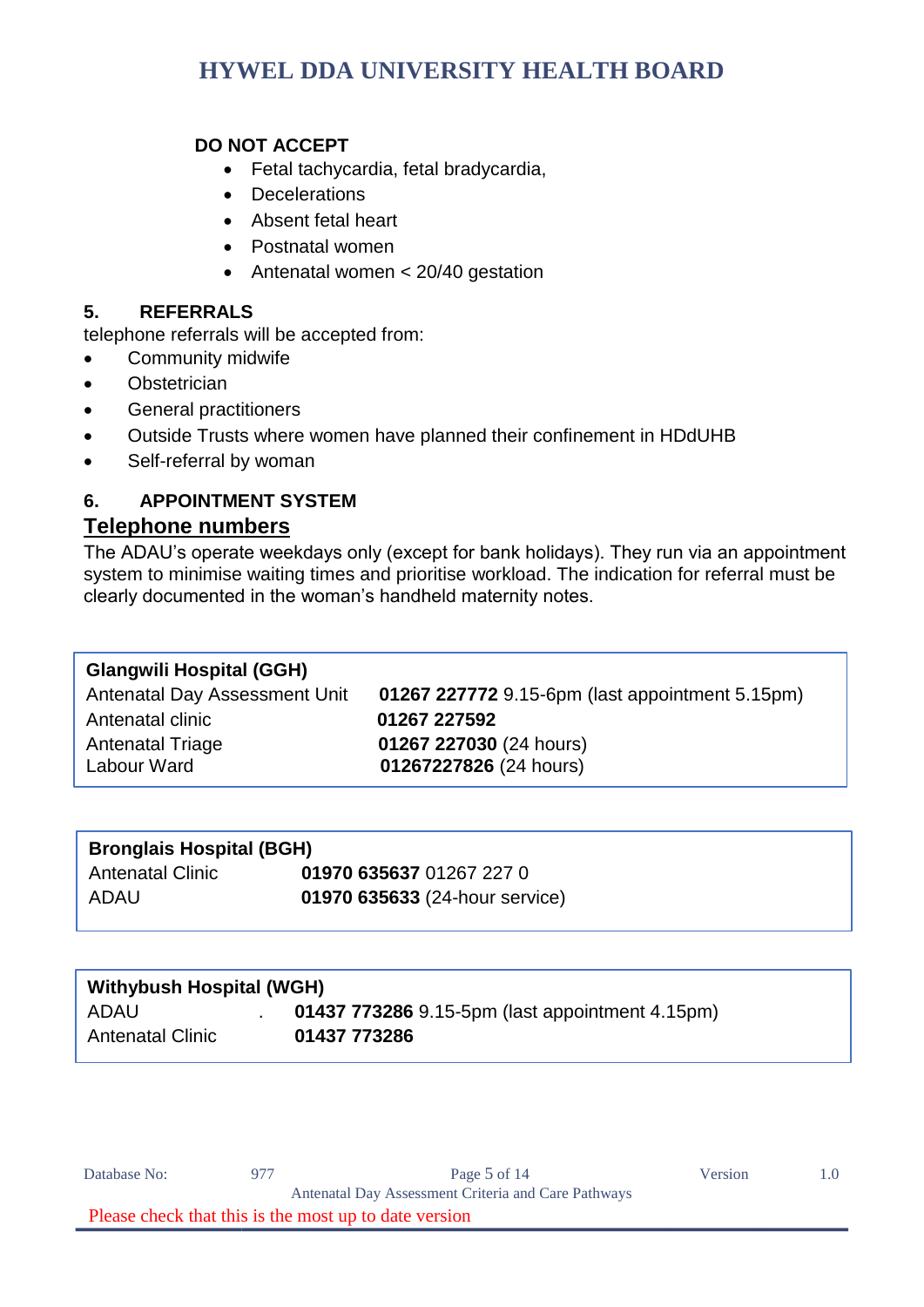**DO NOT ACCEPT**

- Fetal tachycardia, fetal bradycardia,
- Decelerations
- Absent fetal heart
- Postnatal women
- Antenatal women < 20/40 gestation

### 5. REFERRALS

telephone referrals will be accepted from:

- Community midwife
- Obstetrician
- General practitioners
- Outside Trusts where women have planned their confinement in HDdUHB
- Self-referral by woman

### 6. APPOINTMENT SYSTEM

**Telephone numbers**

The ADAU's operate weekdays only (except for bank holidays). They run via an appointment system to minimise waiting times and prioritise workload. The indication for referral must be clearly documented in the woman's handheld maternity notes.

| **Glangwili Hospital (GGH)** | |
|---|---|
| Antenatal Day Assessment Unit | **01267 227772** 9.15-6pm (last appointment 5.15pm) |
| Antenatal clinic | **01267 227592** |
| Antenatal Triage | **01267 227030** (24 hours) |
| Labour Ward | **01267227826** (24 hours) |

| **Bronglais Hospital (BGH)** | |
|---|---|
| Antenatal Clinic | **01970 635637** 01267 227 0 |
| ADAU | **01970 635633** (24-hour service) |

| **Withybush Hospital (WGH)** | |
|---|---|
| ADAU . | **01437 773286** 9.15-5pm (last appointment 4.15pm) |
| Antenatal Clinic | **01437 773286** |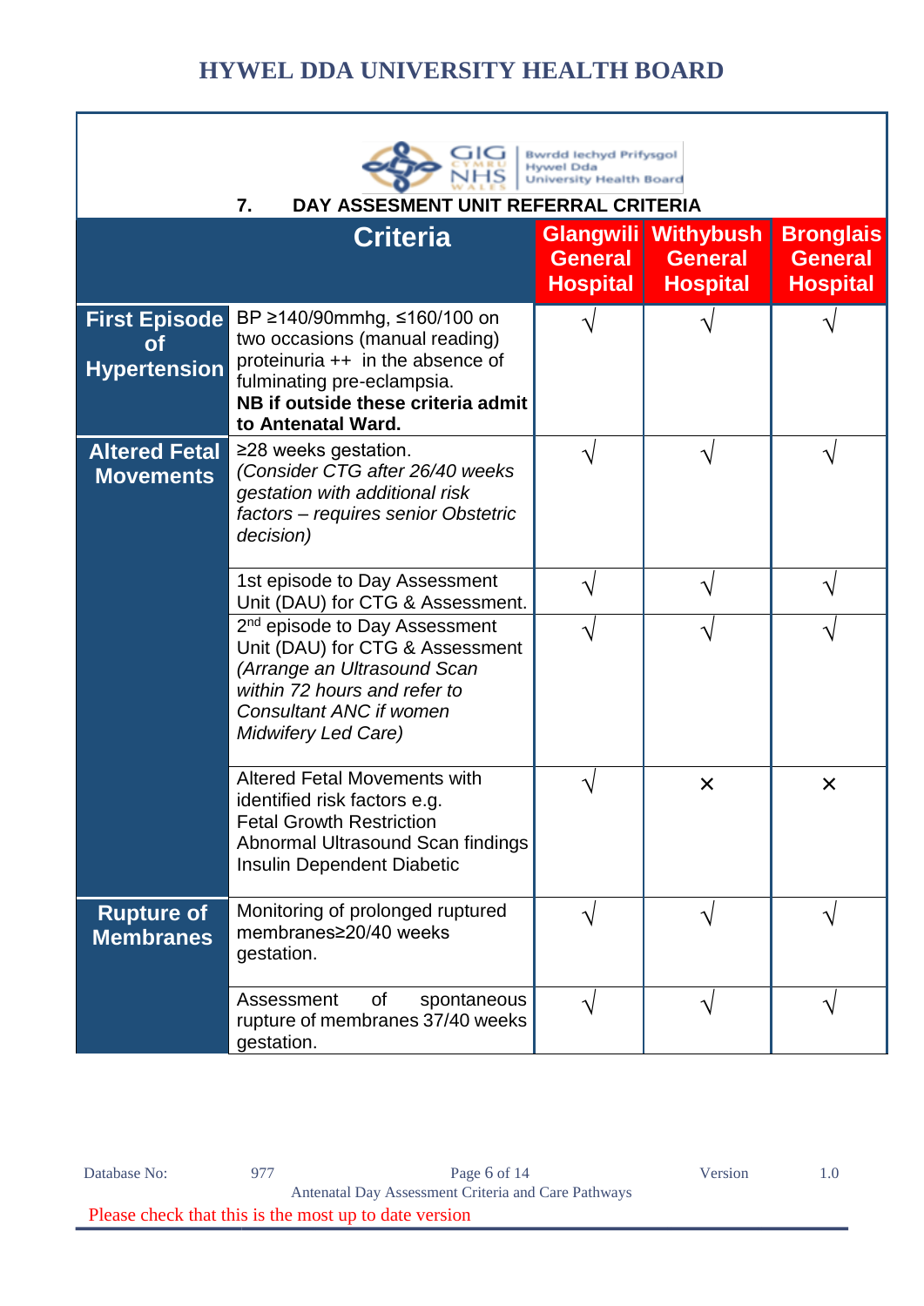## 7. DAY ASSESMENT UNIT REFERRAL CRITERIA

| | Criteria | Glangwili General Hospital | Withybush General Hospital | Bronglais General Hospital |
|---|---|---|---|---|
| **First Episode of Hypertension** | BP ≥140/90mmhg, ≤160/100 on two occasions (manual reading) proteinuria ++ in the absence of fulminating pre-eclampsia. **NB if outside these criteria admit to Antenatal Ward.** | √ | √ | √ |
| **Altered Fetal Movements** | ≥28 weeks gestation. *(Consider CTG after 26/40 weeks gestation with additional risk factors – requires senior Obstetric decision)* | √ | √ | √ |
| | 1st episode to Day Assessment Unit (DAU) for CTG & Assessment. | √ | √ | √ |
| | 2nd episode to Day Assessment Unit (DAU) for CTG & Assessment *(Arrange an Ultrasound Scan within 72 hours and refer to Consultant ANC if women Midwifery Led Care)* | √ | √ | √ |
| | Altered Fetal Movements with identified risk factors e.g. Fetal Growth Restriction Abnormal Ultrasound Scan findings Insulin Dependent Diabetic | √ | × | × |
| **Rupture of Membranes** | Monitoring of prolonged ruptured membranes≥20/40 weeks gestation. | √ | √ | √ |
| | Assessment of spontaneous rupture of membranes 37/40 weeks gestation. | √ | √ | √ |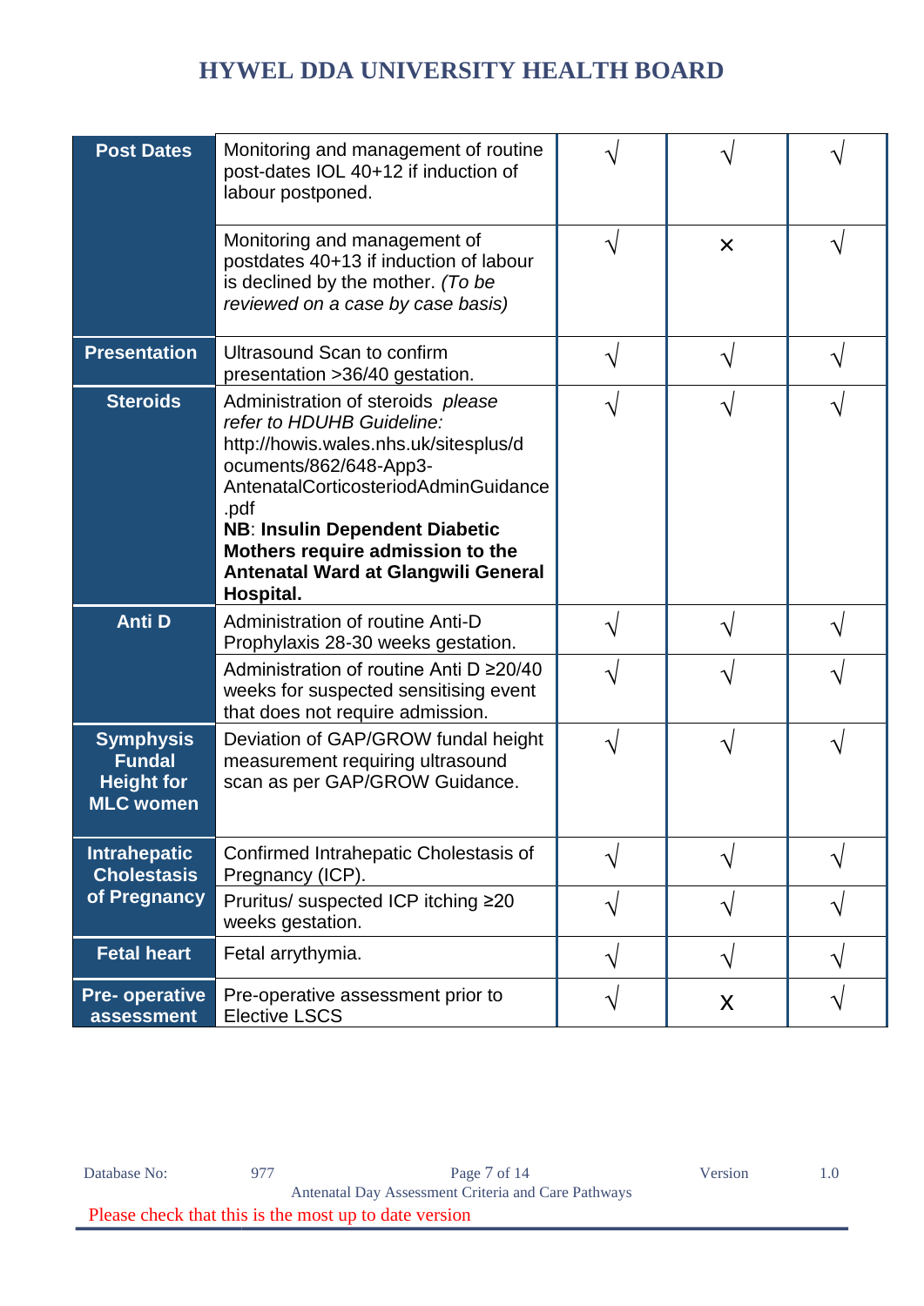| | | | | |
|---|---|---|---|---|
| **Post Dates** | Monitoring and management of routine post-dates IOL 40+12 if induction of labour postponed. | √ | √ | √ |
| | Monitoring and management of postdates 40+13 if induction of labour is declined by the mother. *(To be reviewed on a case by case basis)* | √ | × | √ |
| **Presentation** | Ultrasound Scan to confirm presentation >36/40 gestation. | √ | √ | √ |
| **Steroids** | Administration of steroids *please refer to HDUHB Guideline:* http://howis.wales.nhs.uk/sitesplus/documents/862/648-App3-AntenatalCorticosteriodAdminGuidance.pdf **NB**: **Insulin Dependent Diabetic Mothers require admission to the Antenatal Ward at Glangwili General Hospital.** | √ | √ | √ |
| **Anti D** | Administration of routine Anti-D Prophylaxis 28-30 weeks gestation. | √ | √ | √ |
| | Administration of routine Anti D ≥20/40 weeks for suspected sensitising event that does not require admission. | √ | √ | √ |
| **Symphysis Fundal Height for MLC women** | Deviation of GAP/GROW fundal height measurement requiring ultrasound scan as per GAP/GROW Guidance. | √ | √ | √ |
| **Intrahepatic Cholestasis of Pregnancy** | Confirmed Intrahepatic Cholestasis of Pregnancy (ICP). | √ | √ | √ |
| | Pruritus/ suspected ICP itching ≥20 weeks gestation. | √ | √ | √ |
| **Fetal heart** | Fetal arrythymia. | √ | √ | √ |
| **Pre- operative assessment** | Pre-operative assessment prior to Elective LSCS | √ | X | √ |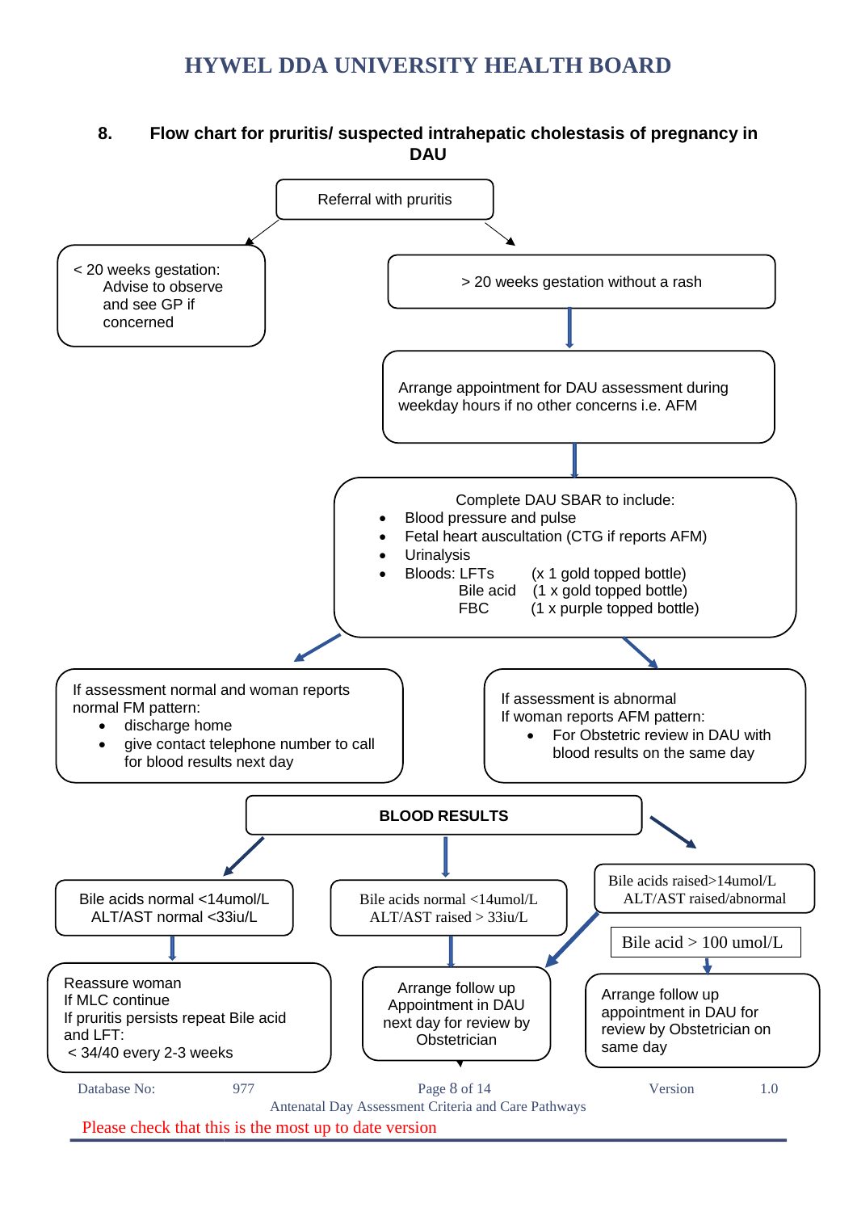## 8. Flow chart for pruritis/ suspected intrahepatic cholestasis of pregnancy in DAU

Referral with pruritis

< 20 weeks gestation:
Advise to observe and see GP if concerned

> 20 weeks gestation without a rash

Arrange appointment for DAU assessment during weekday hours if no other concerns i.e. AFM

Complete DAU SBAR to include:

- Blood pressure and pulse
- Fetal heart auscultation (CTG if reports AFM)
- Urinalysis
- Bloods: LFTs (x 1 gold topped bottle)
  Bile acid (1 x gold topped bottle)
  FBC (1 x purple topped bottle)

If assessment normal and woman reports normal FM pattern:

- discharge home
- give contact telephone number to call for blood results next day

If assessment is abnormal
If woman reports AFM pattern:

- For Obstetric review in DAU with blood results on the same day

**BLOOD RESULTS**

Bile acids normal <14umol/L
ALT/AST normal <33iu/L

Reassure woman
If MLC continue
If pruritis persists repeat Bile acid and LFT:
< 34/40 every 2-3 weeks

Bile acids normal <14umol/L
ALT/AST raised > 33iu/L

Arrange follow up Appointment in DAU next day for review by Obstetrician

Bile acids raised>14umol/L
ALT/AST raised/abnormal

Bile acid > 100 umol/L

Arrange follow up appointment in DAU for review by Obstetrician on same day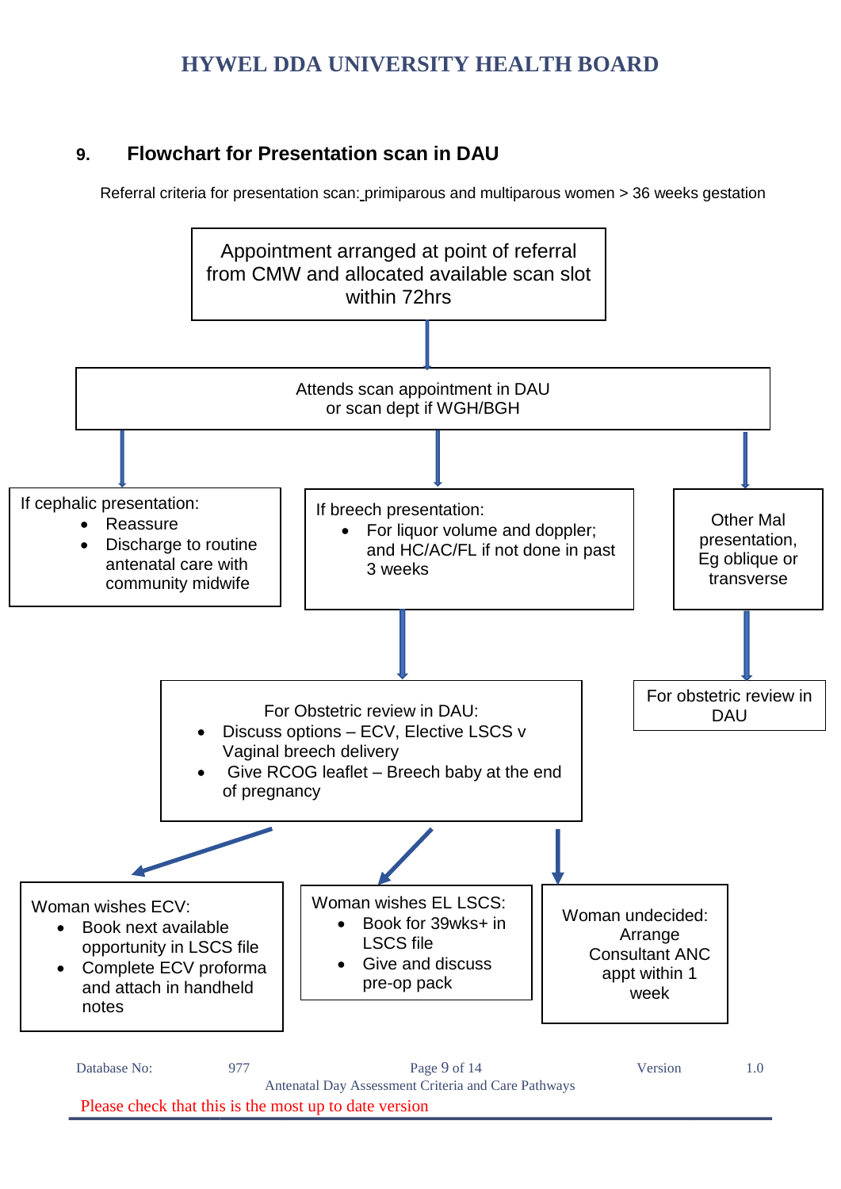## 9. Flowchart for Presentation scan in DAU

Referral criteria for presentation scan: primiparous and multiparous women > 36 weeks gestation

Appointment arranged at point of referral from CMW and allocated available scan slot within 72hrs

↓

Attends scan appointment in DAU or scan dept if WGH/BGH

↓

**If cephalic presentation:**

- Reassure
- Discharge to routine antenatal care with community midwife

**If breech presentation:**

- For liquor volume and doppler; and HC/AC/FL if not done in past 3 weeks

↓

For Obstetric review in DAU:

- Discuss options – ECV, Elective LSCS v Vaginal breech delivery
- Give RCOG leaflet – Breech baby at the end of pregnancy

↓

**Woman wishes ECV:**

- Book next available opportunity in LSCS file
- Complete ECV proforma and attach in handheld notes

**Woman wishes EL LSCS:**

- Book for 39wks+ in LSCS file
- Give and discuss pre-op pack

**Woman undecided:** Arrange Consultant ANC appt within 1 week

**Other Mal presentation, Eg oblique or transverse**

↓

For obstetric review in DAU

Antenatal Day Assessment Criteria and Care Pathways

Please check that this is the most up to date version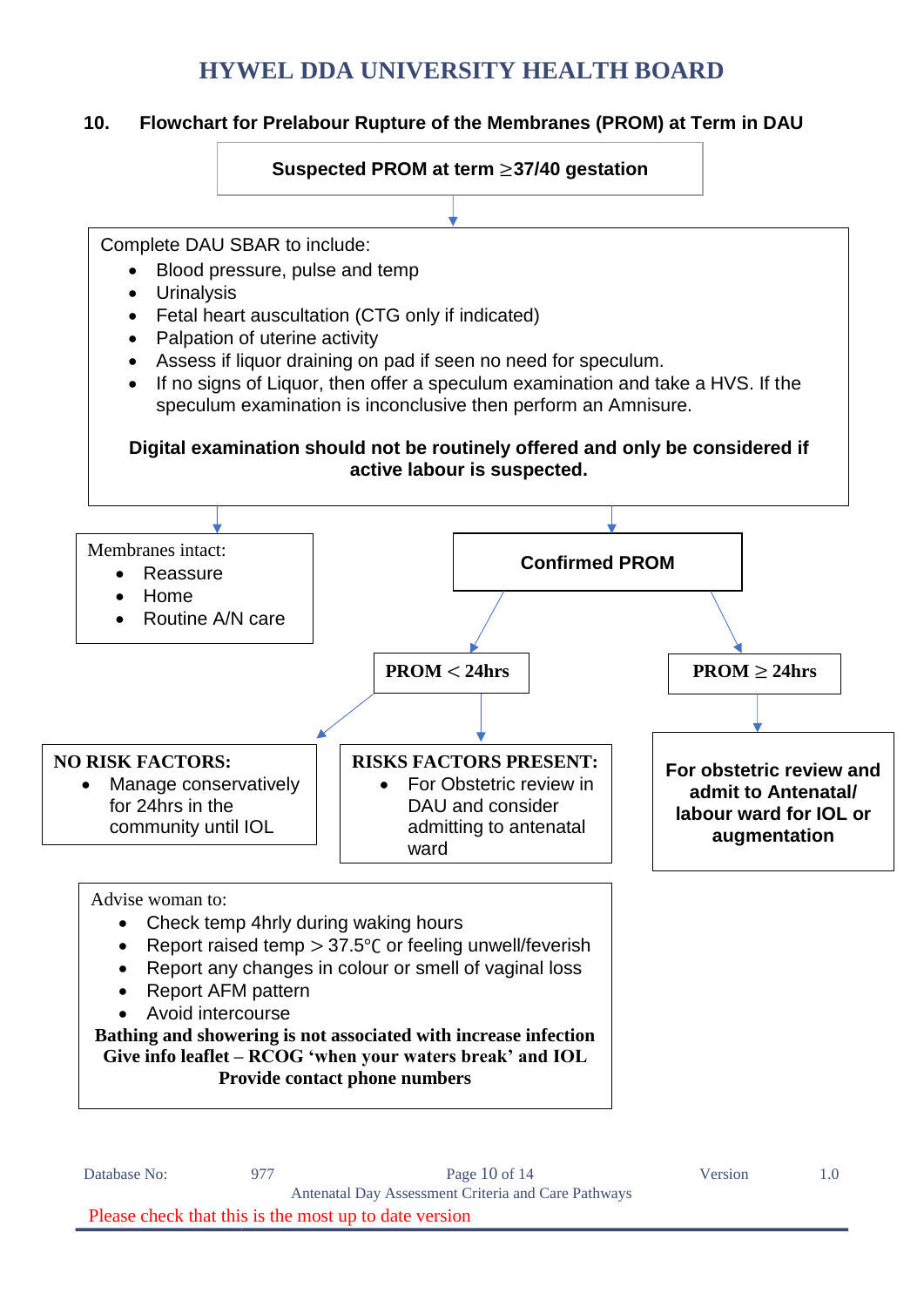## 10. Flowchart for Prelabour Rupture of the Membranes (PROM) at Term in DAU

**Suspected PROM at term ≥37/40 gestation**

↓

Complete DAU SBAR to include:

- Blood pressure, pulse and temp
- Urinalysis
- Fetal heart auscultation (CTG only if indicated)
- Palpation of uterine activity
- Assess if liquor draining on pad if seen no need for speculum.
- If no signs of Liquor, then offer a speculum examination and take a HVS. If the speculum examination is inconclusive then perform an Amnisure.

**Digital examination should not be routinely offered and only be considered if active labour is suspected.**

↓

Membranes intact:

- Reassure
- Home
- Routine A/N care

**Confirmed PROM**

- **PROM < 24hrs**
  - **NO RISK FACTORS:**
    - Manage conservatively for 24hrs in the community until IOL
  - **RISKS FACTORS PRESENT:**
    - For Obstetric review in DAU and consider admitting to antenatal ward
- **PROM ≥ 24hrs**
  - **For obstetric review and admit to Antenatal/ labour ward for IOL or augmentation**

Advise woman to:

- Check temp 4hrly during waking hours
- Report raised temp > 37.5°C or feeling unwell/feverish
- Report any changes in colour or smell of vaginal loss
- Report AFM pattern
- Avoid intercourse

**Bathing and showering is not associated with increase infection**
**Give info leaflet – RCOG 'when your waters break' and IOL**
**Provide contact phone numbers**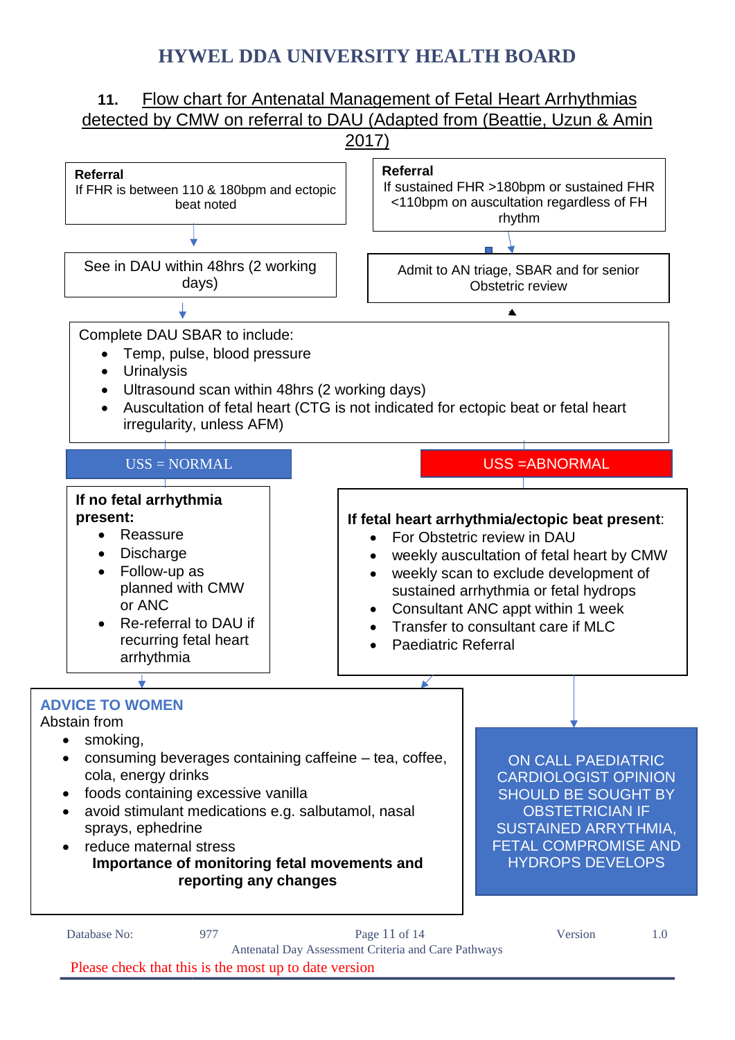## 11. Flow chart for Antenatal Management of Fetal Heart Arrhythmias detected by CMW on referral to DAU (Adapted from (Beattie, Uzun & Amin 2017)

**Referral**
If FHR is between 110 & 180bpm and ectopic beat noted

↓

See in DAU within 48hrs (2 working days)

**Referral**
If sustained FHR >180bpm or sustained FHR <110bpm on auscultation regardless of FH rhythm

↓

Admit to AN triage, SBAR and for senior Obstetric review

↓

Complete DAU SBAR to include:

- Temp, pulse, blood pressure
- Urinalysis
- Ultrasound scan within 48hrs (2 working days)
- Auscultation of fetal heart (CTG is not indicated for ectopic beat or fetal heart irregularity, unless AFM)

### USS = NORMAL

**If no fetal arrhythmia present:**

- Reassure
- Discharge
- Follow-up as planned with CMW or ANC
- Re-referral to DAU if recurring fetal heart arrhythmia

### USS =ABNORMAL

**If fetal heart arrhythmia/ectopic beat present**:

- For Obstetric review in DAU
- weekly auscultation of fetal heart by CMW
- weekly scan to exclude development of sustained arrhythmia or fetal hydrops
- Consultant ANC appt within 1 week
- Transfer to consultant care if MLC
- Paediatric Referral

### ADVICE TO WOMEN

Abstain from

- smoking,
- consuming beverages containing caffeine – tea, coffee, cola, energy drinks
- foods containing excessive vanilla
- avoid stimulant medications e.g. salbutamol, nasal sprays, ephedrine
- reduce maternal stress

**Importance of monitoring fetal movements and reporting any changes**

ON CALL PAEDIATRIC CARDIOLOGIST OPINION SHOULD BE SOUGHT BY OBSTETRICIAN IF SUSTAINED ARRYTHMIA, FETAL COMPROMISE AND HYDROPS DEVELOPS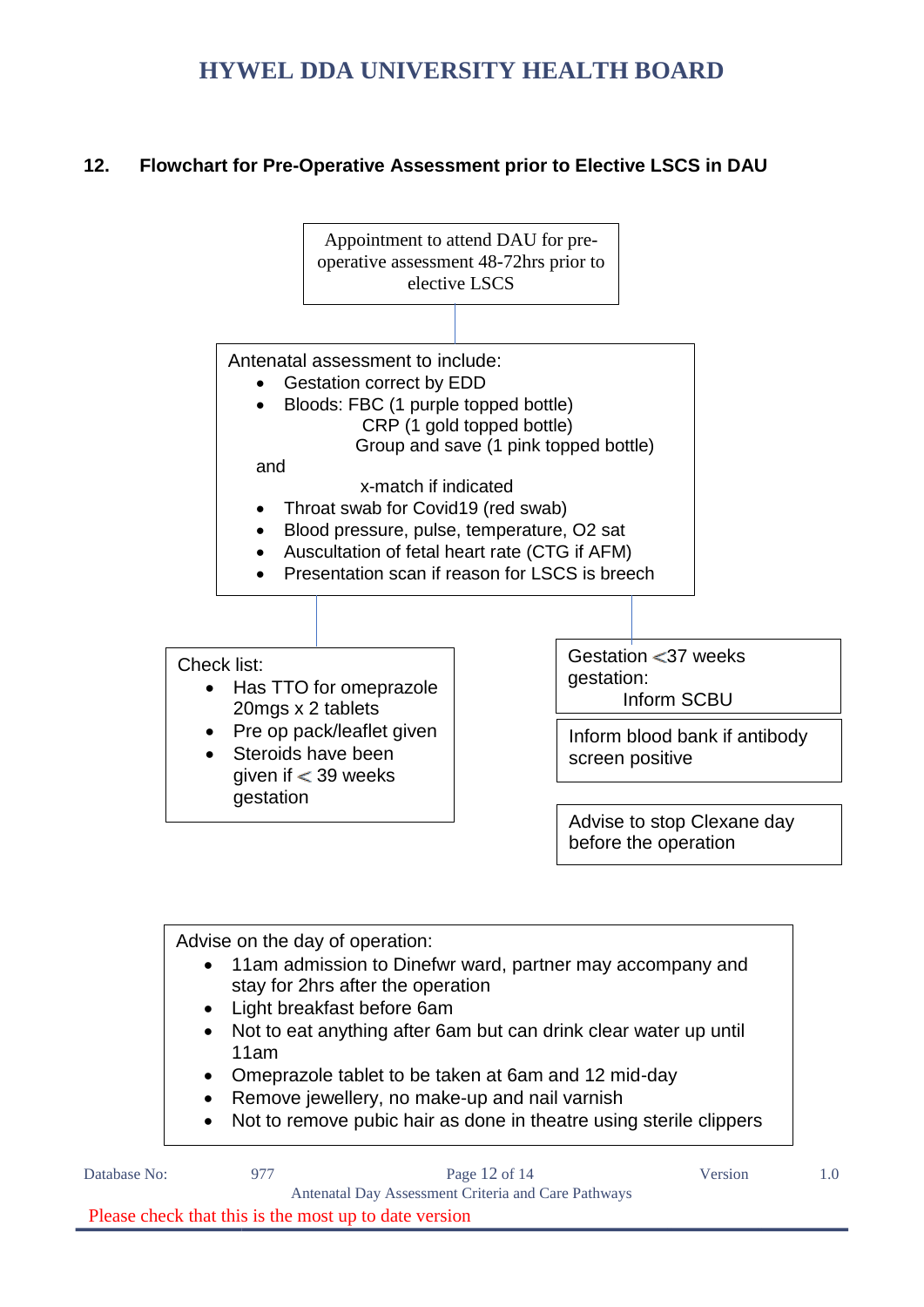## 12. Flowchart for Pre-Operative Assessment prior to Elective LSCS in DAU

Appointment to attend DAU for pre-operative assessment 48-72hrs prior to elective LSCS

Antenatal assessment to include:

- Gestation correct by EDD
- Bloods: FBC (1 purple topped bottle)
  CRP (1 gold topped bottle)
  Group and save (1 pink topped bottle)

  and

  x-match if indicated
- Throat swab for Covid19 (red swab)
- Blood pressure, pulse, temperature, O2 sat
- Auscultation of fetal heart rate (CTG if AFM)
- Presentation scan if reason for LSCS is breech

Check list:

- Has TTO for omeprazole 20mgs x 2 tablets
- Pre op pack/leaflet given
- Steroids have been given if < 39 weeks gestation

Gestation <37 weeks gestation:
Inform SCBU

Inform blood bank if antibody screen positive

Advise to stop Clexane day before the operation

Advise on the day of operation:

- 11am admission to Dinefwr ward, partner may accompany and stay for 2hrs after the operation
- Light breakfast before 6am
- Not to eat anything after 6am but can drink clear water up until 11am
- Omeprazole tablet to be taken at 6am and 12 mid-day
- Remove jewellery, no make-up and nail varnish
- Not to remove pubic hair as done in theatre using sterile clippers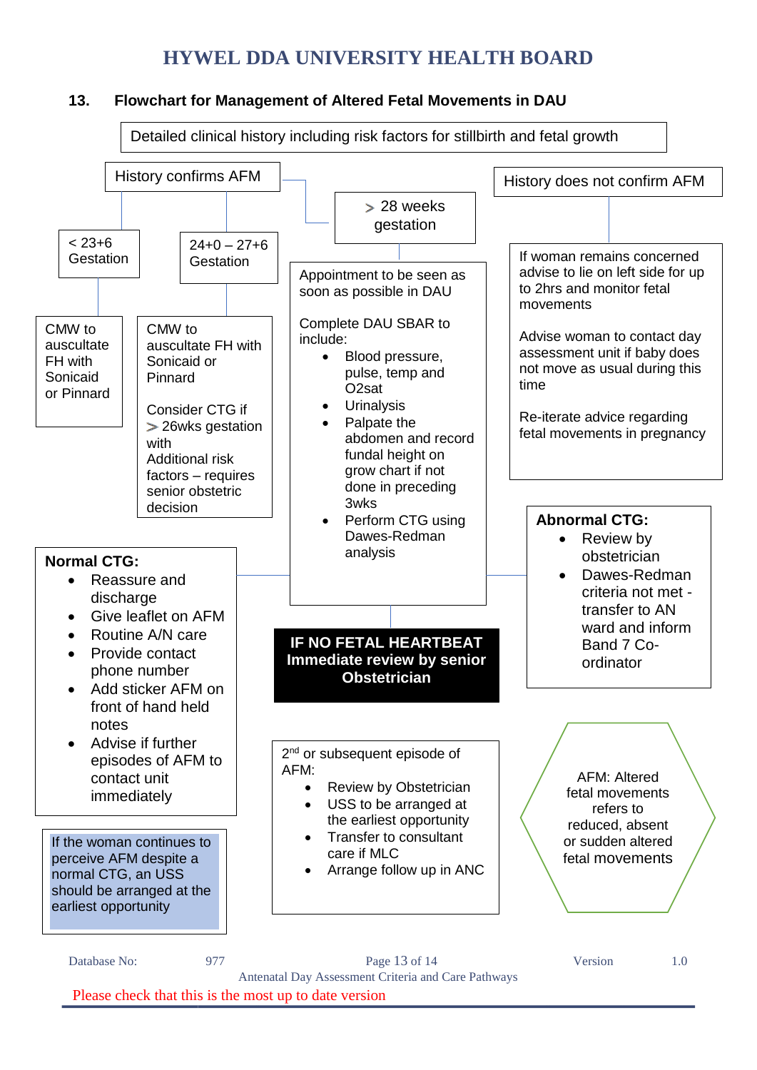# HYWEL DDA UNIVERSITY HEALTH BOARD

## 13. Flowchart for Management of Altered Fetal Movements in DAU

Detailed clinical history including risk factors for stillbirth and fetal growth

### History confirms AFM

**< 23+6 Gestation**

CMW to auscultate FH with Sonicaid or Pinnard

**24+0 – 27+6 Gestation**

CMW to auscultate FH with Sonicaid or Pinnard

Consider CTG if > 26wks gestation with Additional risk factors – requires senior obstetric decision

**> 28 weeks gestation**

Appointment to be seen as soon as possible in DAU

Complete DAU SBAR to include:

- Blood pressure, pulse, temp and O2sat
- Urinalysis
- Palpate the abdomen and record fundal height on grow chart if not done in preceding 3wks
- Perform CTG using Dawes-Redman analysis

**IF NO FETAL HEARTBEAT Immediate review by senior Obstetrician**

**Normal CTG:**

- Reassure and discharge
- Give leaflet on AFM
- Routine A/N care
- Provide contact phone number
- Add sticker AFM on front of hand held notes
- Advise if further episodes of AFM to contact unit immediately

If the woman continues to perceive AFM despite a normal CTG, an USS should be arranged at the earliest opportunity

**Abnormal CTG:**

- Review by obstetrician
- Dawes-Redman criteria not met - transfer to AN ward and inform Band 7 Co-ordinator

2nd or subsequent episode of AFM:

- Review by Obstetrician
- USS to be arranged at the earliest opportunity
- Transfer to consultant care if MLC
- Arrange follow up in ANC

### History does not confirm AFM

If woman remains concerned advise to lie on left side for up to 2hrs and monitor fetal movements

Advise woman to contact day assessment unit if baby does not move as usual during this time

Re-iterate advice regarding fetal movements in pregnancy

AFM: Altered fetal movements refers to reduced, absent or sudden altered fetal movements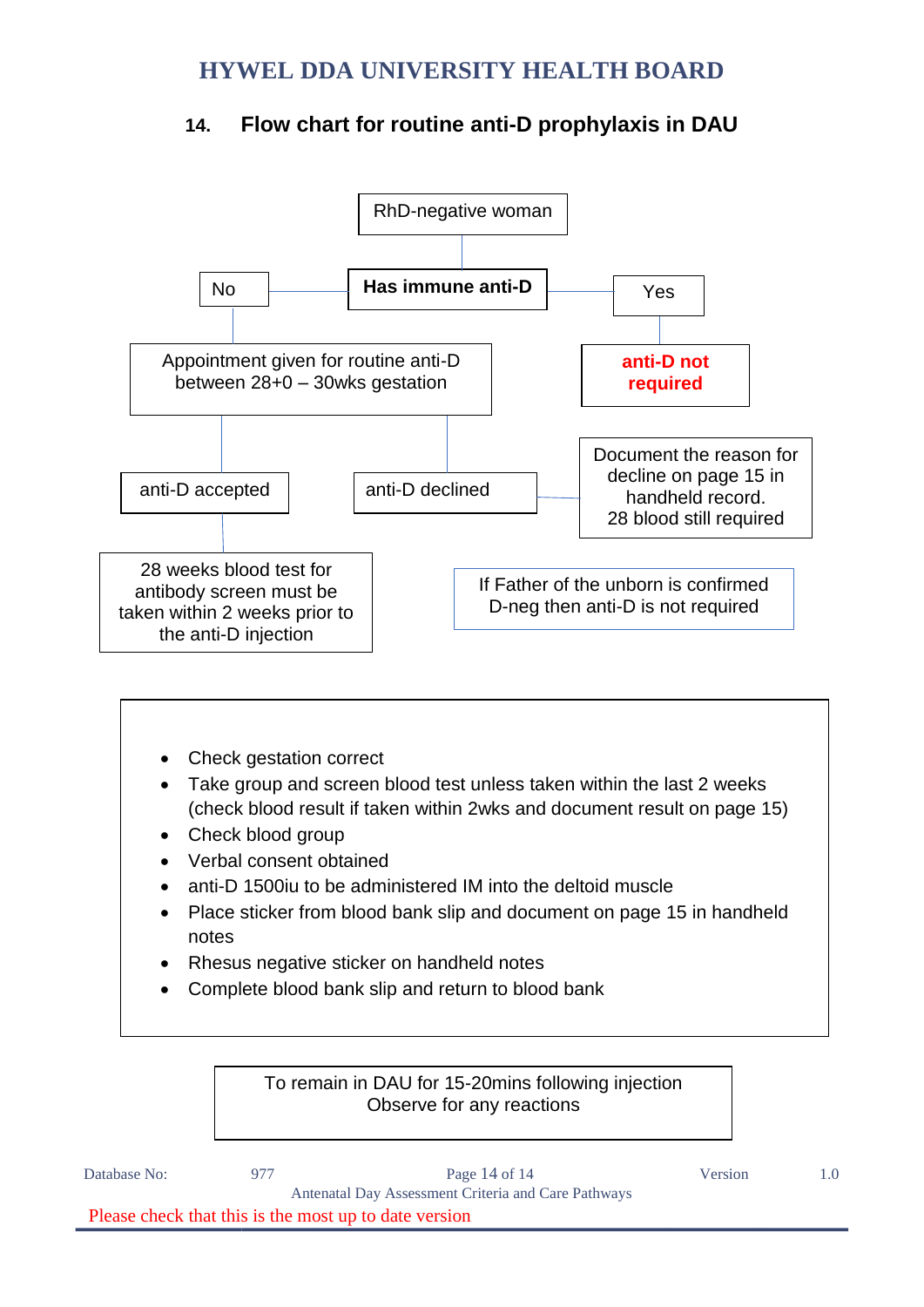## 14. Flow chart for routine anti-D prophylaxis in DAU

RhD-negative woman

**Has immune anti-D**

No

Appointment given for routine anti-D between 28+0 – 30wks gestation

anti-D accepted

28 weeks blood test for antibody screen must be taken within 2 weeks prior to the anti-D injection

anti-D declined

Document the reason for decline on page 15 in handheld record.
28 blood still required

If Father of the unborn is confirmed D-neg then anti-D is not required

Yes

**anti-D not required**

- Check gestation correct
- Take group and screen blood test unless taken within the last 2 weeks (check blood result if taken within 2wks and document result on page 15)
- Check blood group
- Verbal consent obtained
- anti-D 1500iu to be administered IM into the deltoid muscle
- Place sticker from blood bank slip and document on page 15 in handheld notes
- Rhesus negative sticker on handheld notes
- Complete blood bank slip and return to blood bank

To remain in DAU for 15-20mins following injection
Observe for any reactions